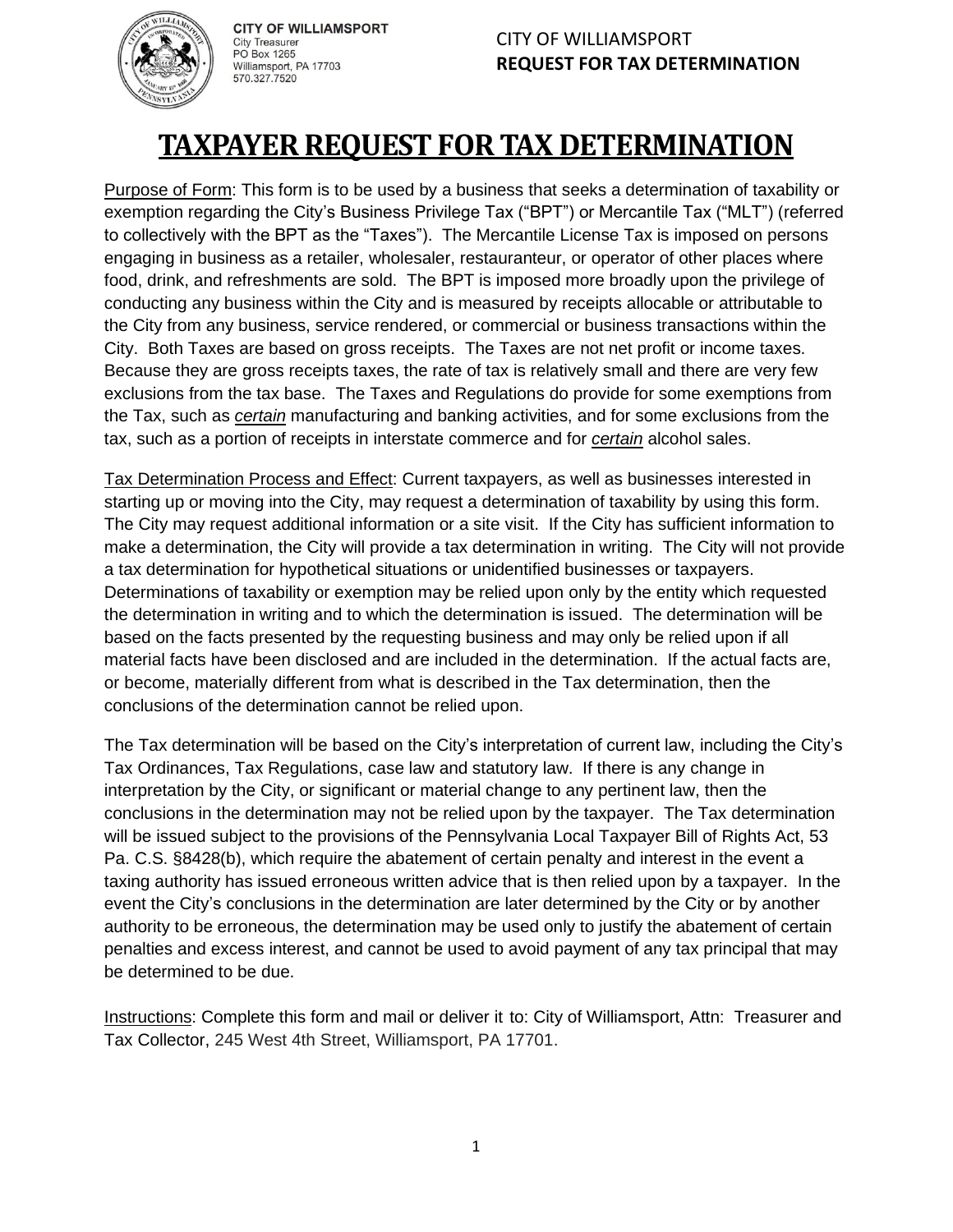**CITY OF WILLIAMSPORT**
City Treasurer
PO Box 1265
Williamsport, PA 17703
570.327.7520

CITY OF WILLIAMSPORT
**REQUEST FOR TAX DETERMINATION**

# TAXPAYER REQUEST FOR TAX DETERMINATION

Purpose of Form: This form is to be used by a business that seeks a determination of taxability or exemption regarding the City's Business Privilege Tax ("BPT") or Mercantile Tax ("MLT") (referred to collectively with the BPT as the "Taxes"). The Mercantile License Tax is imposed on persons engaging in business as a retailer, wholesaler, restauranteur, or operator of other places where food, drink, and refreshments are sold. The BPT is imposed more broadly upon the privilege of conducting any business within the City and is measured by receipts allocable or attributable to the City from any business, service rendered, or commercial or business transactions within the City. Both Taxes are based on gross receipts. The Taxes are not net profit or income taxes. Because they are gross receipts taxes, the rate of tax is relatively small and there are very few exclusions from the tax base. The Taxes and Regulations do provide for some exemptions from the Tax, such as ***certain*** manufacturing and banking activities, and for some exclusions from the tax, such as a portion of receipts in interstate commerce and for ***certain*** alcohol sales.

Tax Determination Process and Effect: Current taxpayers, as well as businesses interested in starting up or moving into the City, may request a determination of taxability by using this form. The City may request additional information or a site visit. If the City has sufficient information to make a determination, the City will provide a tax determination in writing. The City will not provide a tax determination for hypothetical situations or unidentified businesses or taxpayers. Determinations of taxability or exemption may be relied upon only by the entity which requested the determination in writing and to which the determination is issued. The determination will be based on the facts presented by the requesting business and may only be relied upon if all material facts have been disclosed and are included in the determination. If the actual facts are, or become, materially different from what is described in the Tax determination, then the conclusions of the determination cannot be relied upon.

The Tax determination will be based on the City's interpretation of current law, including the City's Tax Ordinances, Tax Regulations, case law and statutory law. If there is any change in interpretation by the City, or significant or material change to any pertinent law, then the conclusions in the determination may not be relied upon by the taxpayer. The Tax determination will be issued subject to the provisions of the Pennsylvania Local Taxpayer Bill of Rights Act, 53 Pa. C.S. §8428(b), which require the abatement of certain penalty and interest in the event a taxing authority has issued erroneous written advice that is then relied upon by a taxpayer. In the event the City's conclusions in the determination are later determined by the City or by another authority to be erroneous, the determination may be used only to justify the abatement of certain penalties and excess interest, and cannot be used to avoid payment of any tax principal that may be determined to be due.

Instructions: Complete this form and mail or deliver it to: City of Williamsport, Attn: Treasurer and Tax Collector, 245 West 4th Street, Williamsport, PA 17701.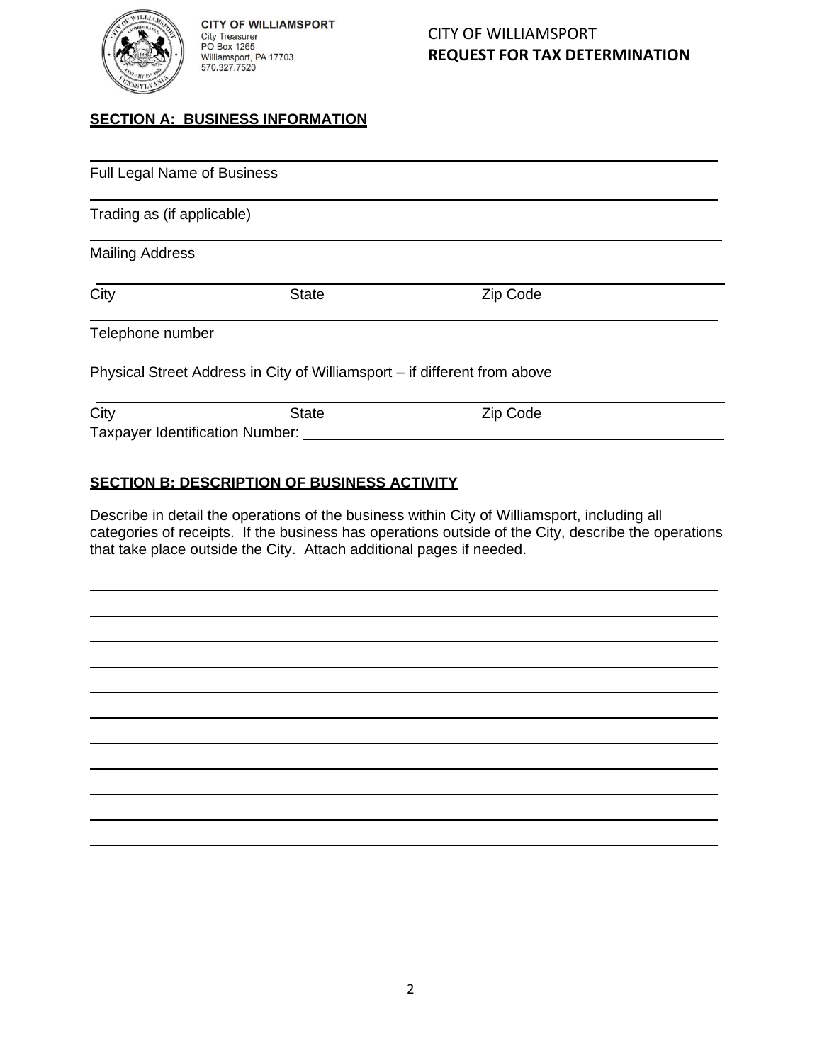**CITY OF WILLIAMSPORT**
City Treasurer
PO Box 1265
Williamsport, PA 17703
570.327.7520

CITY OF WILLIAMSPORT
**REQUEST FOR TAX DETERMINATION**

## SECTION A: BUSINESS INFORMATION

______________________________________________
Full Legal Name of Business

______________________________________________
Trading as (if applicable)

______________________________________________
Mailing Address

______________________________________________
City State Zip Code

______________________________________________
Telephone number

Physical Street Address in City of Williamsport – if different from above

______________________________________________
City State Zip Code

Taxpayer Identification Number: ______________________________

## SECTION B: DESCRIPTION OF BUSINESS ACTIVITY

Describe in detail the operations of the business within City of Williamsport, including all categories of receipts. If the business has operations outside of the City, describe the operations that take place outside the City. Attach additional pages if needed.

______________________________________________

______________________________________________

______________________________________________

______________________________________________

______________________________________________

______________________________________________

______________________________________________

______________________________________________

______________________________________________

______________________________________________

______________________________________________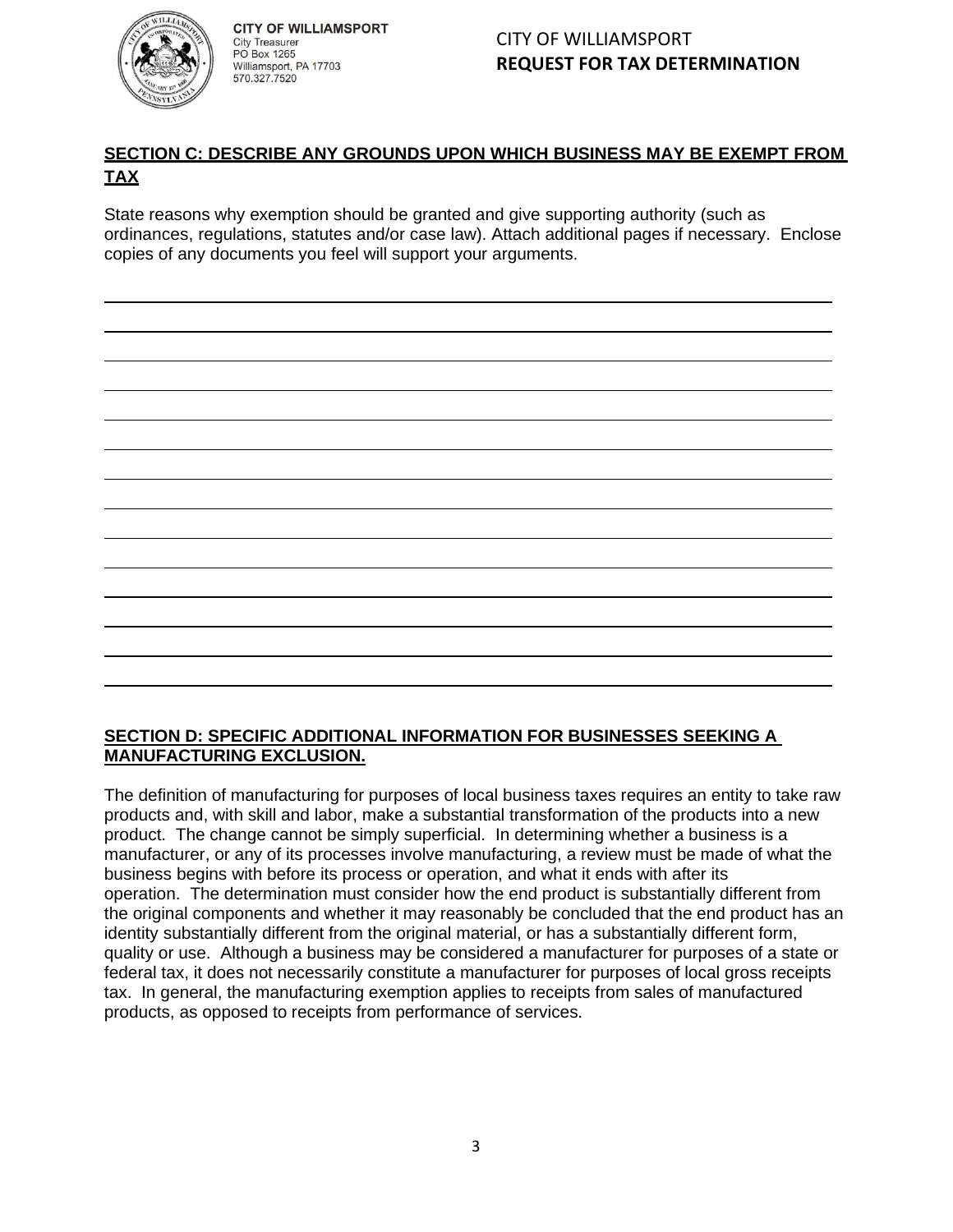CITY OF WILLIAMSPORT
City Treasurer
PO Box 1265
Williamsport, PA 17703
570.327.7520

CITY OF WILLIAMSPORT
**REQUEST FOR TAX DETERMINATION**

## SECTION C: DESCRIBE ANY GROUNDS UPON WHICH BUSINESS MAY BE EXEMPT FROM TAX

State reasons why exemption should be granted and give supporting authority (such as ordinances, regulations, statutes and/or case law). Attach additional pages if necessary. Enclose copies of any documents you feel will support your arguments.

\_\_\_\_\_\_\_\_\_\_\_\_\_\_\_\_\_\_\_\_\_\_\_\_\_\_\_\_\_\_\_\_\_\_\_\_\_\_\_\_\_\_\_\_\_\_\_\_\_\_\_\_\_\_\_\_\_\_\_\_\_\_\_\_\_\_\_\_\_\_\_\_\_\_\_\_\_\_

\_\_\_\_\_\_\_\_\_\_\_\_\_\_\_\_\_\_\_\_\_\_\_\_\_\_\_\_\_\_\_\_\_\_\_\_\_\_\_\_\_\_\_\_\_\_\_\_\_\_\_\_\_\_\_\_\_\_\_\_\_\_\_\_\_\_\_\_\_\_\_\_\_\_\_\_\_\_

\_\_\_\_\_\_\_\_\_\_\_\_\_\_\_\_\_\_\_\_\_\_\_\_\_\_\_\_\_\_\_\_\_\_\_\_\_\_\_\_\_\_\_\_\_\_\_\_\_\_\_\_\_\_\_\_\_\_\_\_\_\_\_\_\_\_\_\_\_\_\_\_\_\_\_\_\_\_

\_\_\_\_\_\_\_\_\_\_\_\_\_\_\_\_\_\_\_\_\_\_\_\_\_\_\_\_\_\_\_\_\_\_\_\_\_\_\_\_\_\_\_\_\_\_\_\_\_\_\_\_\_\_\_\_\_\_\_\_\_\_\_\_\_\_\_\_\_\_\_\_\_\_\_\_\_\_

\_\_\_\_\_\_\_\_\_\_\_\_\_\_\_\_\_\_\_\_\_\_\_\_\_\_\_\_\_\_\_\_\_\_\_\_\_\_\_\_\_\_\_\_\_\_\_\_\_\_\_\_\_\_\_\_\_\_\_\_\_\_\_\_\_\_\_\_\_\_\_\_\_\_\_\_\_\_

\_\_\_\_\_\_\_\_\_\_\_\_\_\_\_\_\_\_\_\_\_\_\_\_\_\_\_\_\_\_\_\_\_\_\_\_\_\_\_\_\_\_\_\_\_\_\_\_\_\_\_\_\_\_\_\_\_\_\_\_\_\_\_\_\_\_\_\_\_\_\_\_\_\_\_\_\_\_

\_\_\_\_\_\_\_\_\_\_\_\_\_\_\_\_\_\_\_\_\_\_\_\_\_\_\_\_\_\_\_\_\_\_\_\_\_\_\_\_\_\_\_\_\_\_\_\_\_\_\_\_\_\_\_\_\_\_\_\_\_\_\_\_\_\_\_\_\_\_\_\_\_\_\_\_\_\_

\_\_\_\_\_\_\_\_\_\_\_\_\_\_\_\_\_\_\_\_\_\_\_\_\_\_\_\_\_\_\_\_\_\_\_\_\_\_\_\_\_\_\_\_\_\_\_\_\_\_\_\_\_\_\_\_\_\_\_\_\_\_\_\_\_\_\_\_\_\_\_\_\_\_\_\_\_\_

\_\_\_\_\_\_\_\_\_\_\_\_\_\_\_\_\_\_\_\_\_\_\_\_\_\_\_\_\_\_\_\_\_\_\_\_\_\_\_\_\_\_\_\_\_\_\_\_\_\_\_\_\_\_\_\_\_\_\_\_\_\_\_\_\_\_\_\_\_\_\_\_\_\_\_\_\_\_

\_\_\_\_\_\_\_\_\_\_\_\_\_\_\_\_\_\_\_\_\_\_\_\_\_\_\_\_\_\_\_\_\_\_\_\_\_\_\_\_\_\_\_\_\_\_\_\_\_\_\_\_\_\_\_\_\_\_\_\_\_\_\_\_\_\_\_\_\_\_\_\_\_\_\_\_\_\_

\_\_\_\_\_\_\_\_\_\_\_\_\_\_\_\_\_\_\_\_\_\_\_\_\_\_\_\_\_\_\_\_\_\_\_\_\_\_\_\_\_\_\_\_\_\_\_\_\_\_\_\_\_\_\_\_\_\_\_\_\_\_\_\_\_\_\_\_\_\_\_\_\_\_\_\_\_\_

\_\_\_\_\_\_\_\_\_\_\_\_\_\_\_\_\_\_\_\_\_\_\_\_\_\_\_\_\_\_\_\_\_\_\_\_\_\_\_\_\_\_\_\_\_\_\_\_\_\_\_\_\_\_\_\_\_\_\_\_\_\_\_\_\_\_\_\_\_\_\_\_\_\_\_\_\_\_

\_\_\_\_\_\_\_\_\_\_\_\_\_\_\_\_\_\_\_\_\_\_\_\_\_\_\_\_\_\_\_\_\_\_\_\_\_\_\_\_\_\_\_\_\_\_\_\_\_\_\_\_\_\_\_\_\_\_\_\_\_\_\_\_\_\_\_\_\_\_\_\_\_\_\_\_\_\_

\_\_\_\_\_\_\_\_\_\_\_\_\_\_\_\_\_\_\_\_\_\_\_\_\_\_\_\_\_\_\_\_\_\_\_\_\_\_\_\_\_\_\_\_\_\_\_\_\_\_\_\_\_\_\_\_\_\_\_\_\_\_\_\_\_\_\_\_\_\_\_\_\_\_\_\_\_\_

## SECTION D: SPECIFIC ADDITIONAL INFORMATION FOR BUSINESSES SEEKING A MANUFACTURING EXCLUSION.

The definition of manufacturing for purposes of local business taxes requires an entity to take raw products and, with skill and labor, make a substantial transformation of the products into a new product. The change cannot be simply superficial. In determining whether a business is a manufacturer, or any of its processes involve manufacturing, a review must be made of what the business begins with before its process or operation, and what it ends with after its operation. The determination must consider how the end product is substantially different from the original components and whether it may reasonably be concluded that the end product has an identity substantially different from the original material, or has a substantially different form, quality or use. Although a business may be considered a manufacturer for purposes of a state or federal tax, it does not necessarily constitute a manufacturer for purposes of local gross receipts tax. In general, the manufacturing exemption applies to receipts from sales of manufactured products, as opposed to receipts from performance of services.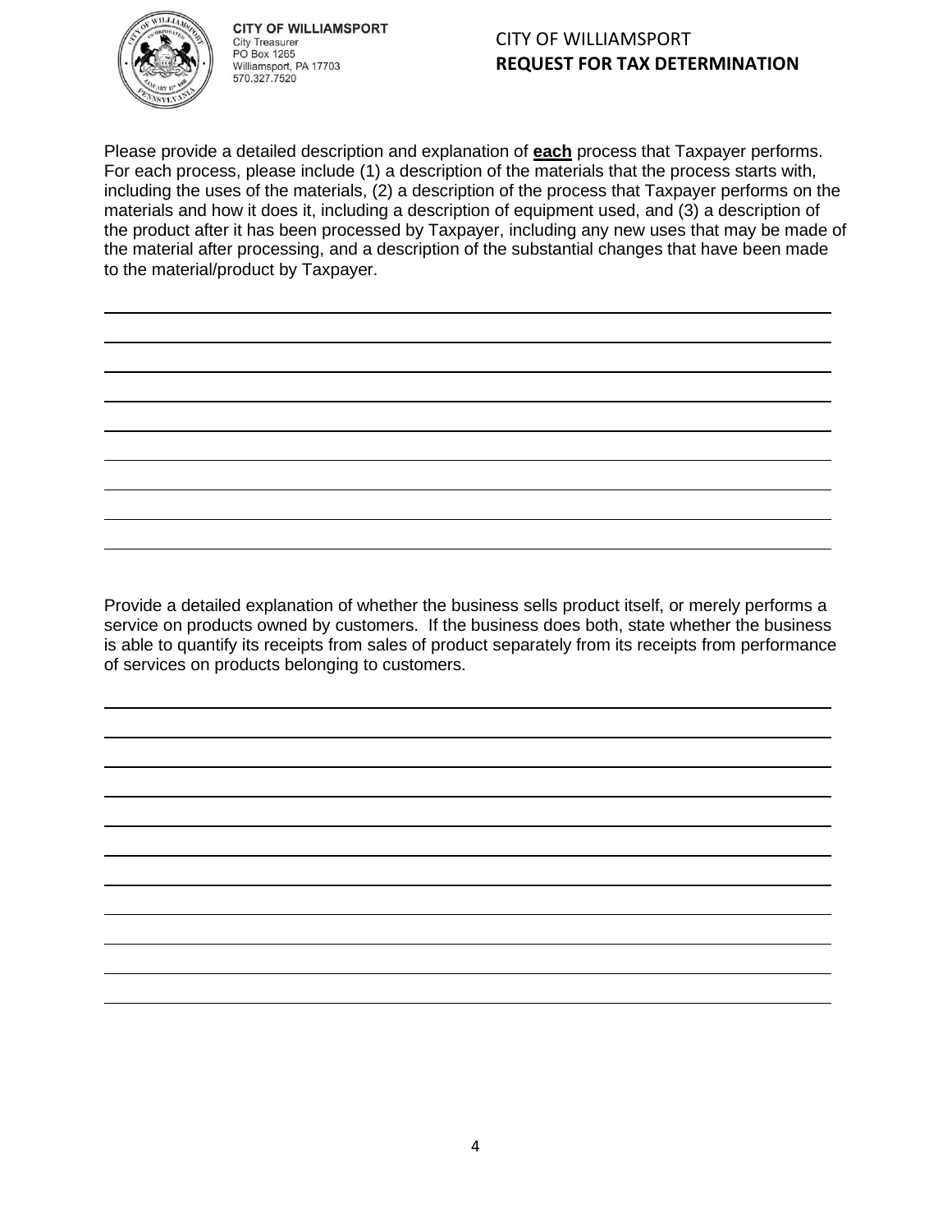**CITY OF WILLIAMSPORT**
City Treasurer
PO Box 1265
Williamsport, PA 17703
570.327.7520

CITY OF WILLIAMSPORT
**REQUEST FOR TAX DETERMINATION**

Please provide a detailed description and explanation of **each** process that Taxpayer performs. For each process, please include (1) a description of the materials that the process starts with, including the uses of the materials, (2) a description of the process that Taxpayer performs on the materials and how it does it, including a description of equipment used, and (3) a description of the product after it has been processed by Taxpayer, including any new uses that may be made of the material after processing, and a description of the substantial changes that have been made to the material/product by Taxpayer.

\_\_\_\_\_\_\_\_\_\_\_\_\_\_\_\_\_\_\_\_\_\_\_\_\_\_\_\_\_\_\_\_\_\_\_\_\_\_\_\_\_\_\_\_\_\_\_\_\_\_\_\_\_\_\_\_\_\_\_\_\_\_\_\_\_\_\_\_\_\_\_\_\_\_\_\_\_\_

\_\_\_\_\_\_\_\_\_\_\_\_\_\_\_\_\_\_\_\_\_\_\_\_\_\_\_\_\_\_\_\_\_\_\_\_\_\_\_\_\_\_\_\_\_\_\_\_\_\_\_\_\_\_\_\_\_\_\_\_\_\_\_\_\_\_\_\_\_\_\_\_\_\_\_\_\_\_

\_\_\_\_\_\_\_\_\_\_\_\_\_\_\_\_\_\_\_\_\_\_\_\_\_\_\_\_\_\_\_\_\_\_\_\_\_\_\_\_\_\_\_\_\_\_\_\_\_\_\_\_\_\_\_\_\_\_\_\_\_\_\_\_\_\_\_\_\_\_\_\_\_\_\_\_\_\_

\_\_\_\_\_\_\_\_\_\_\_\_\_\_\_\_\_\_\_\_\_\_\_\_\_\_\_\_\_\_\_\_\_\_\_\_\_\_\_\_\_\_\_\_\_\_\_\_\_\_\_\_\_\_\_\_\_\_\_\_\_\_\_\_\_\_\_\_\_\_\_\_\_\_\_\_\_\_

\_\_\_\_\_\_\_\_\_\_\_\_\_\_\_\_\_\_\_\_\_\_\_\_\_\_\_\_\_\_\_\_\_\_\_\_\_\_\_\_\_\_\_\_\_\_\_\_\_\_\_\_\_\_\_\_\_\_\_\_\_\_\_\_\_\_\_\_\_\_\_\_\_\_\_\_\_\_

\_\_\_\_\_\_\_\_\_\_\_\_\_\_\_\_\_\_\_\_\_\_\_\_\_\_\_\_\_\_\_\_\_\_\_\_\_\_\_\_\_\_\_\_\_\_\_\_\_\_\_\_\_\_\_\_\_\_\_\_\_\_\_\_\_\_\_\_\_\_\_\_\_\_\_\_\_\_

\_\_\_\_\_\_\_\_\_\_\_\_\_\_\_\_\_\_\_\_\_\_\_\_\_\_\_\_\_\_\_\_\_\_\_\_\_\_\_\_\_\_\_\_\_\_\_\_\_\_\_\_\_\_\_\_\_\_\_\_\_\_\_\_\_\_\_\_\_\_\_\_\_\_\_\_\_\_

\_\_\_\_\_\_\_\_\_\_\_\_\_\_\_\_\_\_\_\_\_\_\_\_\_\_\_\_\_\_\_\_\_\_\_\_\_\_\_\_\_\_\_\_\_\_\_\_\_\_\_\_\_\_\_\_\_\_\_\_\_\_\_\_\_\_\_\_\_\_\_\_\_\_\_\_\_\_

Provide a detailed explanation of whether the business sells product itself, or merely performs a service on products owned by customers. If the business does both, state whether the business is able to quantify its receipts from sales of product separately from its receipts from performance of services on products belonging to customers.

\_\_\_\_\_\_\_\_\_\_\_\_\_\_\_\_\_\_\_\_\_\_\_\_\_\_\_\_\_\_\_\_\_\_\_\_\_\_\_\_\_\_\_\_\_\_\_\_\_\_\_\_\_\_\_\_\_\_\_\_\_\_\_\_\_\_\_\_\_\_\_\_\_\_\_\_\_\_

\_\_\_\_\_\_\_\_\_\_\_\_\_\_\_\_\_\_\_\_\_\_\_\_\_\_\_\_\_\_\_\_\_\_\_\_\_\_\_\_\_\_\_\_\_\_\_\_\_\_\_\_\_\_\_\_\_\_\_\_\_\_\_\_\_\_\_\_\_\_\_\_\_\_\_\_\_\_

\_\_\_\_\_\_\_\_\_\_\_\_\_\_\_\_\_\_\_\_\_\_\_\_\_\_\_\_\_\_\_\_\_\_\_\_\_\_\_\_\_\_\_\_\_\_\_\_\_\_\_\_\_\_\_\_\_\_\_\_\_\_\_\_\_\_\_\_\_\_\_\_\_\_\_\_\_\_

\_\_\_\_\_\_\_\_\_\_\_\_\_\_\_\_\_\_\_\_\_\_\_\_\_\_\_\_\_\_\_\_\_\_\_\_\_\_\_\_\_\_\_\_\_\_\_\_\_\_\_\_\_\_\_\_\_\_\_\_\_\_\_\_\_\_\_\_\_\_\_\_\_\_\_\_\_\_

\_\_\_\_\_\_\_\_\_\_\_\_\_\_\_\_\_\_\_\_\_\_\_\_\_\_\_\_\_\_\_\_\_\_\_\_\_\_\_\_\_\_\_\_\_\_\_\_\_\_\_\_\_\_\_\_\_\_\_\_\_\_\_\_\_\_\_\_\_\_\_\_\_\_\_\_\_\_

\_\_\_\_\_\_\_\_\_\_\_\_\_\_\_\_\_\_\_\_\_\_\_\_\_\_\_\_\_\_\_\_\_\_\_\_\_\_\_\_\_\_\_\_\_\_\_\_\_\_\_\_\_\_\_\_\_\_\_\_\_\_\_\_\_\_\_\_\_\_\_\_\_\_\_\_\_\_

\_\_\_\_\_\_\_\_\_\_\_\_\_\_\_\_\_\_\_\_\_\_\_\_\_\_\_\_\_\_\_\_\_\_\_\_\_\_\_\_\_\_\_\_\_\_\_\_\_\_\_\_\_\_\_\_\_\_\_\_\_\_\_\_\_\_\_\_\_\_\_\_\_\_\_\_\_\_

\_\_\_\_\_\_\_\_\_\_\_\_\_\_\_\_\_\_\_\_\_\_\_\_\_\_\_\_\_\_\_\_\_\_\_\_\_\_\_\_\_\_\_\_\_\_\_\_\_\_\_\_\_\_\_\_\_\_\_\_\_\_\_\_\_\_\_\_\_\_\_\_\_\_\_\_\_\_

\_\_\_\_\_\_\_\_\_\_\_\_\_\_\_\_\_\_\_\_\_\_\_\_\_\_\_\_\_\_\_\_\_\_\_\_\_\_\_\_\_\_\_\_\_\_\_\_\_\_\_\_\_\_\_\_\_\_\_\_\_\_\_\_\_\_\_\_\_\_\_\_\_\_\_\_\_\_

\_\_\_\_\_\_\_\_\_\_\_\_\_\_\_\_\_\_\_\_\_\_\_\_\_\_\_\_\_\_\_\_\_\_\_\_\_\_\_\_\_\_\_\_\_\_\_\_\_\_\_\_\_\_\_\_\_\_\_\_\_\_\_\_\_\_\_\_\_\_\_\_\_\_\_\_\_\_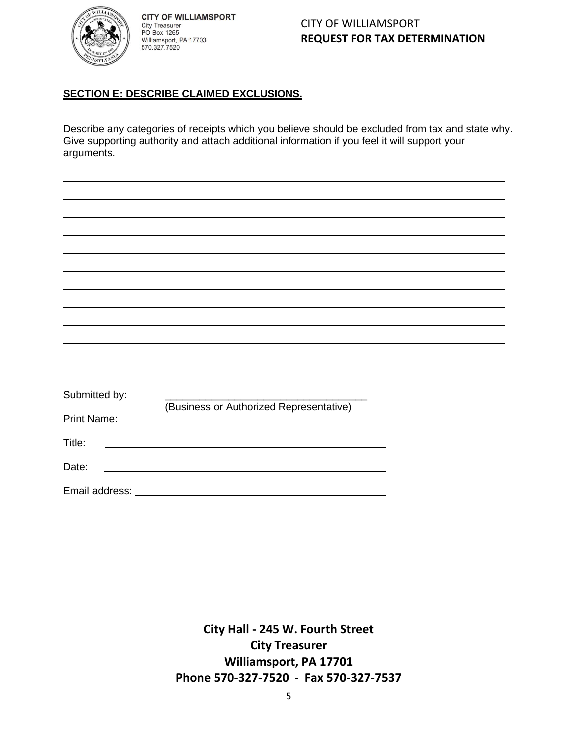**SECTION E: DESCRIBE CLAIMED EXCLUSIONS.**

Describe any categories of receipts which you believe should be excluded from tax and state why. Give supporting authority and attach additional information if you feel it will support your arguments.

_______________________________________________________________________________

_______________________________________________________________________________

_______________________________________________________________________________

_______________________________________________________________________________

_______________________________________________________________________________

_______________________________________________________________________________

_______________________________________________________________________________

_______________________________________________________________________________

_______________________________________________________________________________

_______________________________________________________________________________

_______________________________________________________________________________

Submitted by: ________________________________________
(Business or Authorized Representative)

Print Name: ________________________________________

Title: ________________________________________

Date: ________________________________________

Email address: ________________________________________

**City Hall - 245 W. Fourth Street**
**City Treasurer**
**Williamsport, PA 17701**
**Phone 570-327-7520 - Fax 570-327-7537**